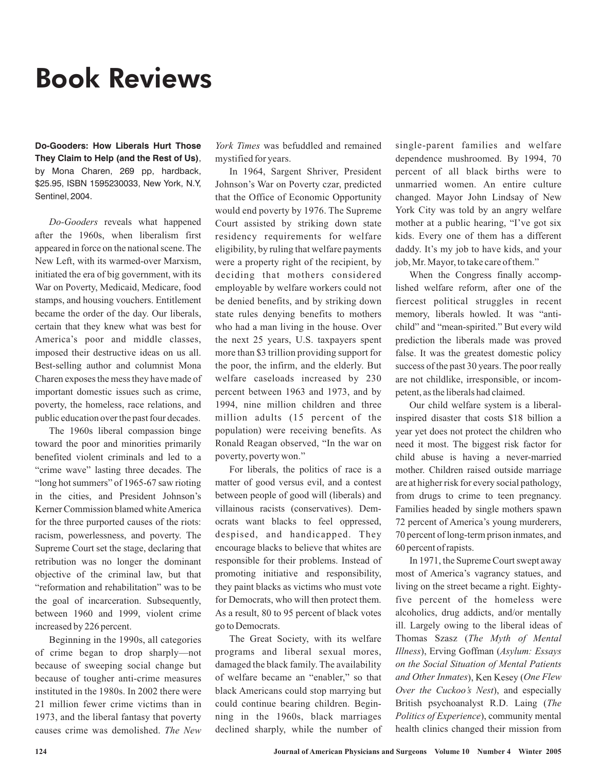# Book Reviews

**Do-Gooders: How Liberals Hurt Those They Claim to Help (and the Rest of Us)**, by Mona Charen, 269 pp, hardback, $25.95, ISBN 1595230033, New York, N.Y, Sentinel, 2004.

*Do-Gooders* reveals what happened after the 1960s, when liberalism first appeared in force on the national scene. The New Left, with its warmed-over Marxism, initiated the era of big government, with its War on Poverty, Medicaid, Medicare, food stamps, and housing vouchers. Entitlement became the order of the day. Our liberals, certain that they knew what was best for America's poor and middle classes, imposed their destructive ideas on us all. Best-selling author and columnist Mona Charen exposes the mess they have made of important domestic issues such as crime, poverty, the homeless, race relations, and public education over the past four decades.

The 1960s liberal compassion binge toward the poor and minorities primarily benefited violent criminals and led to a "crime wave" lasting three decades. The "long hot summers" of 1965-67 saw rioting in the cities, and President Johnson's Kerner Commission blamed white America for the three purported causes of the riots: racism, powerlessness, and poverty. The Supreme Court set the stage, declaring that retribution was no longer the dominant objective of the criminal law, but that "reformation and rehabilitation" was to be the goal of incarceration. Subsequently, between 1960 and 1999, violent crime increased by 226 percent.

Beginning in the 1990s, all categories of crime began to drop sharply—not because of sweeping social change but because of tougher anti-crime measures instituted in the 1980s. In 2002 there were 21 million fewer crime victims than in 1973, and the liberal fantasy that poverty causes crime was demolished. *The New York Times* was befuddled and remained mystified for years.

In 1964, Sargent Shriver, President Johnson's War on Poverty czar, predicted that the Office of Economic Opportunity would end poverty by 1976. The Supreme Court assisted by striking down state residency requirements for welfare eligibility, by ruling that welfare payments were a property right of the recipient, by deciding that mothers considered employable by welfare workers could not be denied benefits, and by striking down state rules denying benefits to mothers who had a man living in the house. Over the next 25 years, U.S. taxpayers spent more than $3 trillion providing support for the poor, the infirm, and the elderly. But welfare caseloads increased by 230 percent between 1963 and 1973, and by 1994, nine million children and three million adults (15 percent of the population) were receiving benefits. As Ronald Reagan observed, "In the war on poverty, poverty won."

For liberals, the politics of race is a matter of good versus evil, and a contest between people of good will (liberals) and villainous racists (conservatives). Democrats want blacks to feel oppressed, despised, and handicapped. They encourage blacks to believe that whites are responsible for their problems. Instead of promoting initiative and responsibility, they paint blacks as victims who must vote for Democrats, who will then protect them. As a result, 80 to 95 percent of black votes go to Democrats.

The Great Society, with its welfare programs and liberal sexual mores, damaged the black family. The availability of welfare became an "enabler," so that black Americans could stop marrying but could continue bearing children. Beginning in the 1960s, black marriages declined sharply, while the number of single-parent families and welfare dependence mushroomed. By 1994, 70 percent of all black births were to unmarried women. An entire culture changed. Mayor John Lindsay of New York City was told by an angry welfare mother at a public hearing, "I've got six kids. Every one of them has a different daddy. It's my job to have kids, and your job, Mr. Mayor, to take care of them."

When the Congress finally accomplished welfare reform, after one of the fiercest political struggles in recent memory, liberals howled. It was "anti-child" and "mean-spirited." But every wild prediction the liberals made was proved false. It was the greatest domestic policy success of the past 30 years. The poor really are not childlike, irresponsible, or incompetent, as the liberals had claimed.

Our child welfare system is a liberal-inspired disaster that costs $18 billion a year yet does not protect the children who need it most. The biggest risk factor for child abuse is having a never-married mother. Children raised outside marriage are at higher risk for every social pathology, from drugs to crime to teen pregnancy. Families headed by single mothers spawn 72 percent of America's young murderers, 70 percent of long-term prison inmates, and 60 percent of rapists.

In 1971, the Supreme Court swept away most of America's vagrancy statues, and living on the street became a right. Eighty-five percent of the homeless were alcoholics, drug addicts, and/or mentally ill. Largely owing to the liberal ideas of Thomas Szasz (*The Myth of Mental Illness*), Erving Goffman (*Asylum: Essays on the Social Situation of Mental Patients and Other Inmates*), Ken Kesey (*One Flew Over the Cuckoo's Nest*), and especially British psychoanalyst R.D. Laing (*The Politics of Experience*), community mental health clinics changed their mission from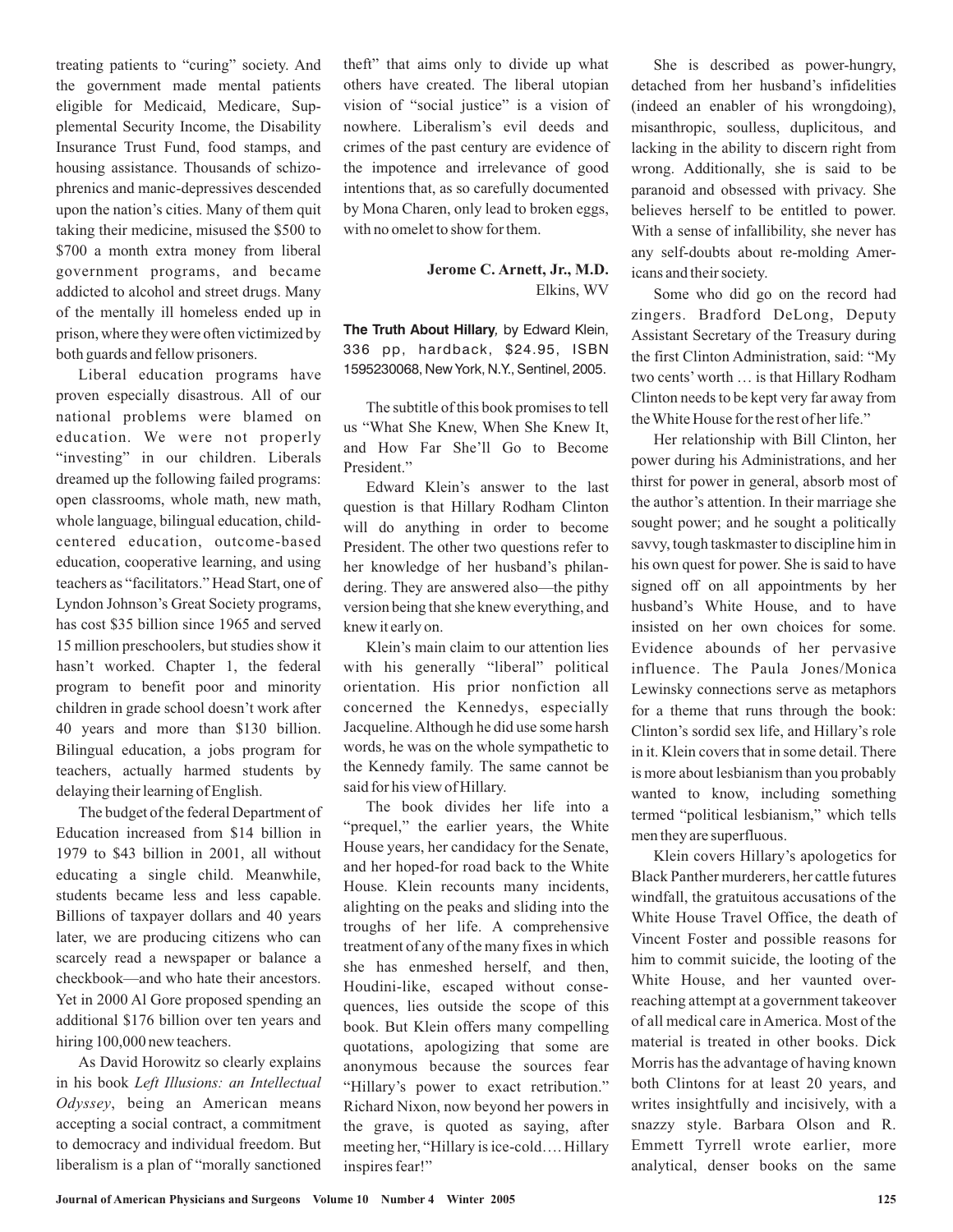treating patients to "curing" society. And the government made mental patients eligible for Medicaid, Medicare, Supplemental Security Income, the Disability Insurance Trust Fund, food stamps, and housing assistance. Thousands of schizophrenics and manic-depressives descended upon the nation's cities. Many of them quit taking their medicine, misused the $500 to $700 a month extra money from liberal government programs, and became addicted to alcohol and street drugs. Many of the mentally ill homeless ended up in prison, where they were often victimized by both guards and fellow prisoners.

Liberal education programs have proven especially disastrous. All of our national problems were blamed on education. We were not properly "investing" in our children. Liberals dreamed up the following failed programs: open classrooms, whole math, new math, whole language, bilingual education, child-centered education, outcome-based education, cooperative learning, and using teachers as "facilitators." Head Start, one of Lyndon Johnson's Great Society programs, has cost $35 billion since 1965 and served 15 million preschoolers, but studies show it hasn't worked. Chapter 1, the federal program to benefit poor and minority children in grade school doesn't work after 40 years and more than $130 billion. Bilingual education, a jobs program for teachers, actually harmed students by delaying their learning of English.

The budget of the federal Department of Education increased from $14 billion in 1979 to $43 billion in 2001, all without educating a single child. Meanwhile, students became less and less capable. Billions of taxpayer dollars and 40 years later, we are producing citizens who can scarcely read a newspaper or balance a checkbook—and who hate their ancestors. Yet in 2000 Al Gore proposed spending an additional $176 billion over ten years and hiring 100,000 new teachers.

As David Horowitz so clearly explains in his book *Left Illusions: an Intellectual Odyssey*, being an American means accepting a social contract, a commitment to democracy and individual freedom. But liberalism is a plan of "morally sanctioned theft" that aims only to divide up what others have created. The liberal utopian vision of "social justice" is a vision of nowhere. Liberalism's evil deeds and crimes of the past century are evidence of the impotence and irrelevance of good intentions that, as so carefully documented by Mona Charen, only lead to broken eggs, with no omelet to show for them.

**Jerome C. Arnett, Jr., M.D.**
Elkins, WV

**The Truth About Hillary**, by Edward Klein, 336 pp, hardback, $24.95, ISBN 1595230068, New York, N.Y., Sentinel, 2005.

The subtitle of this book promises to tell us "What She Knew, When She Knew It, and How Far She'll Go to Become President."

Edward Klein's answer to the last question is that Hillary Rodham Clinton will do anything in order to become President. The other two questions refer to her knowledge of her husband's philandering. They are answered also—the pithy version being that she knew everything, and knew it early on.

Klein's main claim to our attention lies with his generally "liberal" political orientation. His prior nonfiction all concerned the Kennedys, especially Jacqueline. Although he did use some harsh words, he was on the whole sympathetic to the Kennedy family. The same cannot be said for his view of Hillary.

The book divides her life into a "prequel," the earlier years, the White House years, her candidacy for the Senate, and her hoped-for road back to the White House. Klein recounts many incidents, alighting on the peaks and sliding into the troughs of her life. A comprehensive treatment of any of the many fixes in which she has enmeshed herself, and then, Houdini-like, escaped without consequences, lies outside the scope of this book. But Klein offers many compelling quotations, apologizing that some are anonymous because the sources fear "Hillary's power to exact retribution." Richard Nixon, now beyond her powers in the grave, is quoted as saying, after meeting her, "Hillary is ice-cold.… Hillary inspires fear!"

She is described as power-hungry, detached from her husband's infidelities (indeed an enabler of his wrongdoing), misanthropic, soulless, duplicitous, and lacking in the ability to discern right from wrong. Additionally, she is said to be paranoid and obsessed with privacy. She believes herself to be entitled to power. With a sense of infallibility, she never has any self-doubts about re-molding Americans and their society.

Some who did go on the record had zingers. Bradford DeLong, Deputy Assistant Secretary of the Treasury during the first Clinton Administration, said: "My two cents' worth … is that Hillary Rodham Clinton needs to be kept very far away from the White House for the rest of her life."

Her relationship with Bill Clinton, her power during his Administrations, and her thirst for power in general, absorb most of the author's attention. In their marriage she sought power; and he sought a politically savvy, tough taskmaster to discipline him in his own quest for power. She is said to have signed off on all appointments by her husband's White House, and to have insisted on her own choices for some. Evidence abounds of her pervasive influence. The Paula Jones/Monica Lewinsky connections serve as metaphors for a theme that runs through the book: Clinton's sordid sex life, and Hillary's role in it. Klein covers that in some detail. There is more about lesbianism than you probably wanted to know, including something termed "political lesbianism," which tells men they are superfluous.

Klein covers Hillary's apologetics for Black Panther murderers, her cattle futures windfall, the gratuitous accusations of the White House Travel Office, the death of Vincent Foster and possible reasons for him to commit suicide, the looting of the White House, and her vaunted over-reaching attempt at a government takeover of all medical care in America. Most of the material is treated in other books. Dick Morris has the advantage of having known both Clintons for at least 20 years, and writes insightfully and incisively, with a snazzy style. Barbara Olson and R. Emmett Tyrrell wrote earlier, more analytical, denser books on the same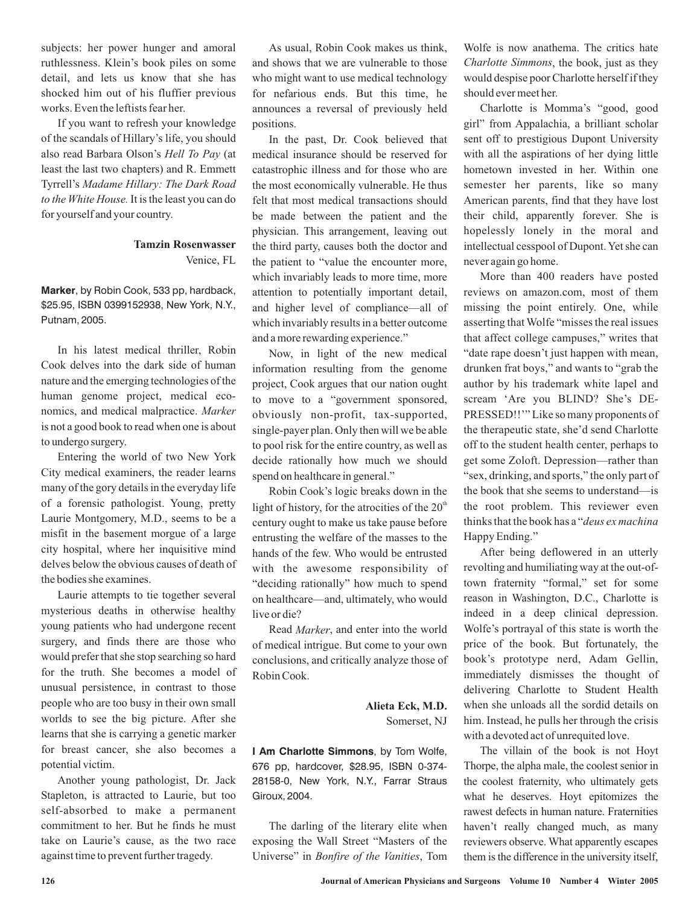subjects: her power hunger and amoral ruthlessness. Klein's book piles on some detail, and lets us know that she has shocked him out of his fluffier previous works. Even the leftists fear her.

If you want to refresh your knowledge of the scandals of Hillary's life, you should also read Barbara Olson's *Hell To Pay* (at least the last two chapters) and R. Emmett Tyrrell's *Madame Hillary: The Dark Road to the White House.* It is the least you can do for yourself and your country.

**Tamzin Rosenwasser**
Venice, FL

**Marker**, by Robin Cook, 533 pp, hardback, $25.95, ISBN 0399152938, New York, N.Y., Putnam, 2005.

In his latest medical thriller, Robin Cook delves into the dark side of human nature and the emerging technologies of the human genome project, medical economics, and medical malpractice. *Marker* is not a good book to read when one is about to undergo surgery.

Entering the world of two New York City medical examiners, the reader learns many of the gory details in the everyday life of a forensic pathologist. Young, pretty Laurie Montgomery, M.D., seems to be a misfit in the basement morgue of a large city hospital, where her inquisitive mind delves below the obvious causes of death of the bodies she examines.

Laurie attempts to tie together several mysterious deaths in otherwise healthy young patients who had undergone recent surgery, and finds there are those who would prefer that she stop searching so hard for the truth. She becomes a model of unusual persistence, in contrast to those people who are too busy in their own small worlds to see the big picture. After she learns that she is carrying a genetic marker for breast cancer, she also becomes a potential victim.

Another young pathologist, Dr. Jack Stapleton, is attracted to Laurie, but too self-absorbed to make a permanent commitment to her. But he finds he must take on Laurie's cause, as the two race against time to prevent further tragedy.

As usual, Robin Cook makes us think, and shows that we are vulnerable to those who might want to use medical technology for nefarious ends. But this time, he announces a reversal of previously held positions.

In the past, Dr. Cook believed that medical insurance should be reserved for catastrophic illness and for those who are the most economically vulnerable. He thus felt that most medical transactions should be made between the patient and the physician. This arrangement, leaving out the third party, causes both the doctor and the patient to "value the encounter more, which invariably leads to more time, more attention to potentially important detail, and higher level of compliance—all of which invariably results in a better outcome and a more rewarding experience."

Now, in light of the new medical information resulting from the genome project, Cook argues that our nation ought to move to a "government sponsored, obviously non-profit, tax-supported, single-payer plan. Only then will we be able to pool risk for the entire country, as well as decide rationally how much we should spend on healthcare in general."

Robin Cook's logic breaks down in the light of history, for the atrocities of the 20th century ought to make us take pause before entrusting the welfare of the masses to the hands of the few. Who would be entrusted with the awesome responsibility of "deciding rationally" how much to spend on healthcare—and, ultimately, who would live or die?

Read *Marker*, and enter into the world of medical intrigue. But come to your own conclusions, and critically analyze those of Robin Cook.

**Alieta Eck, M.D.**
Somerset, NJ

**I Am Charlotte Simmons**, by Tom Wolfe, 676 pp, hardcover, $28.95, ISBN 0-374-28158-0, New York, N.Y., Farrar Straus Giroux, 2004.

The darling of the literary elite when exposing the Wall Street "Masters of the Universe" in *Bonfire of the Vanities*, Tom Wolfe is now anathema. The critics hate *Charlotte Simmons*, the book, just as they would despise poor Charlotte herself if they should ever meet her.

Charlotte is Momma's "good, good girl" from Appalachia, a brilliant scholar sent off to prestigious Dupont University with all the aspirations of her dying little hometown invested in her. Within one semester her parents, like so many American parents, find that they have lost their child, apparently forever. She is hopelessly lonely in the moral and intellectual cesspool of Dupont. Yet she can never again go home.

More than 400 readers have posted reviews on amazon.com, most of them missing the point entirely. One, while asserting that Wolfe "misses the real issues that affect college campuses," writes that "date rape doesn't just happen with mean, drunken frat boys," and wants to "grab the author by his trademark white lapel and scream 'Are you BLIND? She's DEPRESSED!!'" Like so many proponents of the therapeutic state, she'd send Charlotte off to the student health center, perhaps to get some Zoloft. Depression—rather than "sex, drinking, and sports," the only part of the book that she seems to understand—is the root problem. This reviewer even thinks that the book has a "*deus ex machina* Happy Ending."

After being deflowered in an utterly revolting and humiliating way at the out-of-town fraternity "formal," set for some reason in Washington, D.C., Charlotte is indeed in a deep clinical depression. Wolfe's portrayal of this state is worth the price of the book. But fortunately, the book's prototype nerd, Adam Gellin, immediately dismisses the thought of delivering Charlotte to Student Health when she unloads all the sordid details on him. Instead, he pulls her through the crisis with a devoted act of unrequited love.

The villain of the book is not Hoyt Thorpe, the alpha male, the coolest senior in the coolest fraternity, who ultimately gets what he deserves. Hoyt epitomizes the rawest defects in human nature. Fraternities haven't really changed much, as many reviewers observe. What apparently escapes them is the difference in the university itself,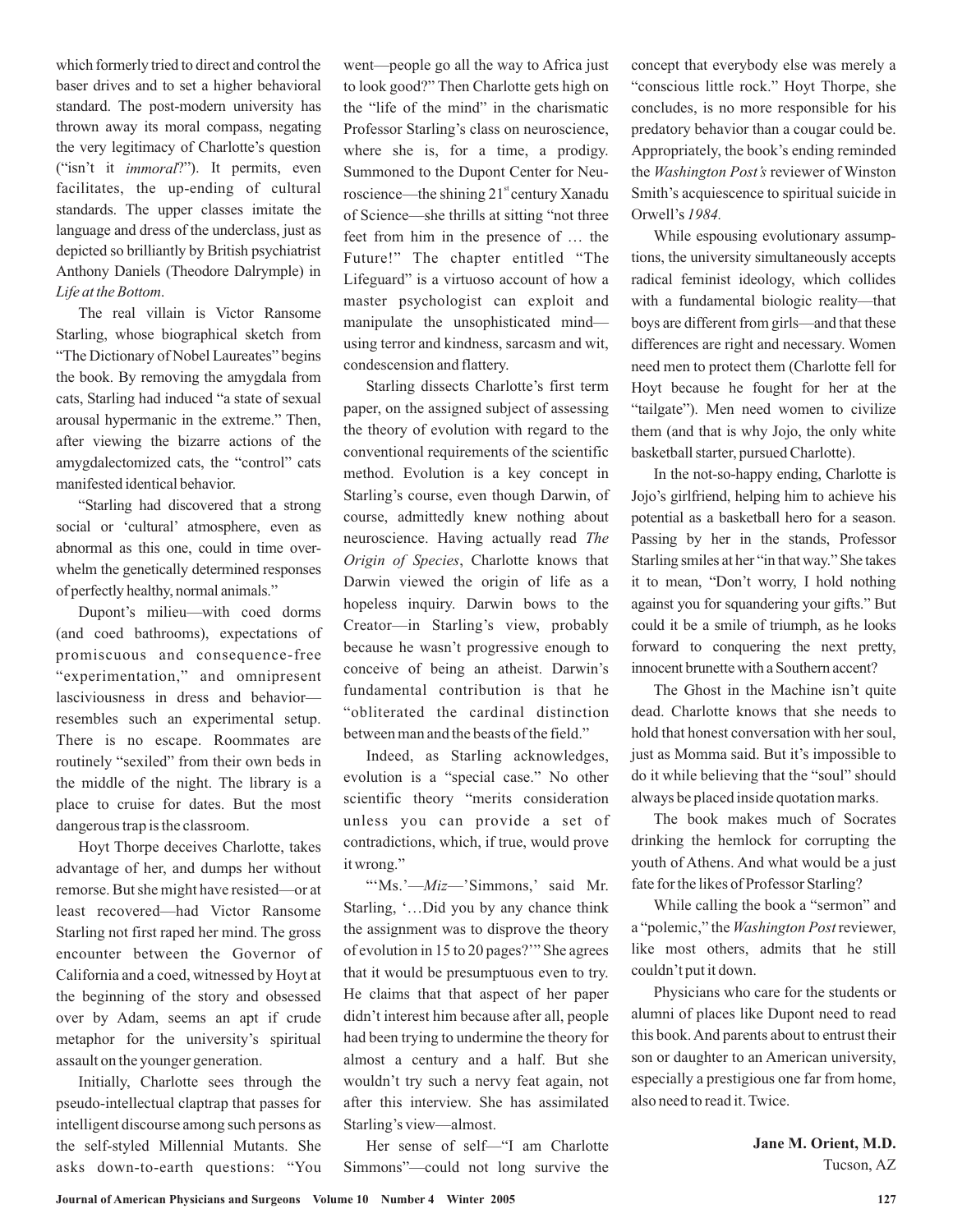which formerly tried to direct and control the baser drives and to set a higher behavioral standard. The post-modern university has thrown away its moral compass, negating the very legitimacy of Charlotte's question ("isn't it *immoral*?"). It permits, even facilitates, the up-ending of cultural standards. The upper classes imitate the language and dress of the underclass, just as depicted so brilliantly by British psychiatrist Anthony Daniels (Theodore Dalrymple) in *Life at the Bottom*.

The real villain is Victor Ransome Starling, whose biographical sketch from "The Dictionary of Nobel Laureates" begins the book. By removing the amygdala from cats, Starling had induced "a state of sexual arousal hypermanic in the extreme." Then, after viewing the bizarre actions of the amygdalectomized cats, the "control" cats manifested identical behavior.

"Starling had discovered that a strong social or 'cultural' atmosphere, even as abnormal as this one, could in time overwhelm the genetically determined responses of perfectly healthy, normal animals."

Dupont's milieu—with coed dorms (and coed bathrooms), expectations of promiscuous and consequence-free "experimentation," and omnipresent lasciviousness in dress and behavior—resembles such an experimental setup. There is no escape. Roommates are routinely "sexiled" from their own beds in the middle of the night. The library is a place to cruise for dates. But the most dangerous trap is the classroom.

Hoyt Thorpe deceives Charlotte, takes advantage of her, and dumps her without remorse. But she might have resisted—or at least recovered—had Victor Ransome Starling not first raped her mind. The gross encounter between the Governor of California and a coed, witnessed by Hoyt at the beginning of the story and obsessed over by Adam, seems an apt if crude metaphor for the university's spiritual assault on the younger generation.

Initially, Charlotte sees through the pseudo-intellectual claptrap that passes for intelligent discourse among such persons as the self-styled Millennial Mutants. She asks down-to-earth questions: "You went—people go all the way to Africa just to look good?" Then Charlotte gets high on the "life of the mind" in the charismatic Professor Starling's class on neuroscience, where she is, for a time, a prodigy. Summoned to the Dupont Center for Neuroscience—the shining 21st century Xanadu of Science—she thrills at sitting "not three feet from him in the presence of … the Future!" The chapter entitled "The Lifeguard" is a virtuoso account of how a master psychologist can exploit and manipulate the unsophisticated mind—using terror and kindness, sarcasm and wit, condescension and flattery.

Starling dissects Charlotte's first term paper, on the assigned subject of assessing the theory of evolution with regard to the conventional requirements of the scientific method. Evolution is a key concept in Starling's course, even though Darwin, of course, admittedly knew nothing about neuroscience. Having actually read *The Origin of Species*, Charlotte knows that Darwin viewed the origin of life as a hopeless inquiry. Darwin bows to the Creator—in Starling's view, probably because he wasn't progressive enough to conceive of being an atheist. Darwin's fundamental contribution is that he "obliterated the cardinal distinction between man and the beasts of the field."

Indeed, as Starling acknowledges, evolution is a "special case." No other scientific theory "merits consideration unless you can provide a set of contradictions, which, if true, would prove it wrong."

"'Ms.'—*Miz*—'Simmons,' said Mr. Starling, '…Did you by any chance think the assignment was to disprove the theory of evolution in 15 to 20 pages?'" She agrees that it would be presumptuous even to try. He claims that that aspect of her paper didn't interest him because after all, people had been trying to undermine the theory for almost a century and a half. But she wouldn't try such a nervy feat again, not after this interview. She has assimilated Starling's view—almost.

Her sense of self—"I am Charlotte Simmons"—could not long survive the concept that everybody else was merely a "conscious little rock." Hoyt Thorpe, she concludes, is no more responsible for his predatory behavior than a cougar could be. Appropriately, the book's ending reminded the *Washington Post's* reviewer of Winston Smith's acquiescence to spiritual suicide in Orwell's *1984.*

While espousing evolutionary assumptions, the university simultaneously accepts radical feminist ideology, which collides with a fundamental biologic reality—that boys are different from girls—and that these differences are right and necessary. Women need men to protect them (Charlotte fell for Hoyt because he fought for her at the "tailgate"). Men need women to civilize them (and that is why Jojo, the only white basketball starter, pursued Charlotte).

In the not-so-happy ending, Charlotte is Jojo's girlfriend, helping him to achieve his potential as a basketball hero for a season. Passing by her in the stands, Professor Starling smiles at her "in that way." She takes it to mean, "Don't worry, I hold nothing against you for squandering your gifts." But could it be a smile of triumph, as he looks forward to conquering the next pretty, innocent brunette with a Southern accent?

The Ghost in the Machine isn't quite dead. Charlotte knows that she needs to hold that honest conversation with her soul, just as Momma said. But it's impossible to do it while believing that the "soul" should always be placed inside quotation marks.

The book makes much of Socrates drinking the hemlock for corrupting the youth of Athens. And what would be a just fate for the likes of Professor Starling?

While calling the book a "sermon" and a "polemic," the *Washington Post* reviewer, like most others, admits that he still couldn't put it down.

Physicians who care for the students or alumni of places like Dupont need to read this book. And parents about to entrust their son or daughter to an American university, especially a prestigious one far from home, also need to read it. Twice.

**Jane M. Orient, M.D.**
Tucson, AZ